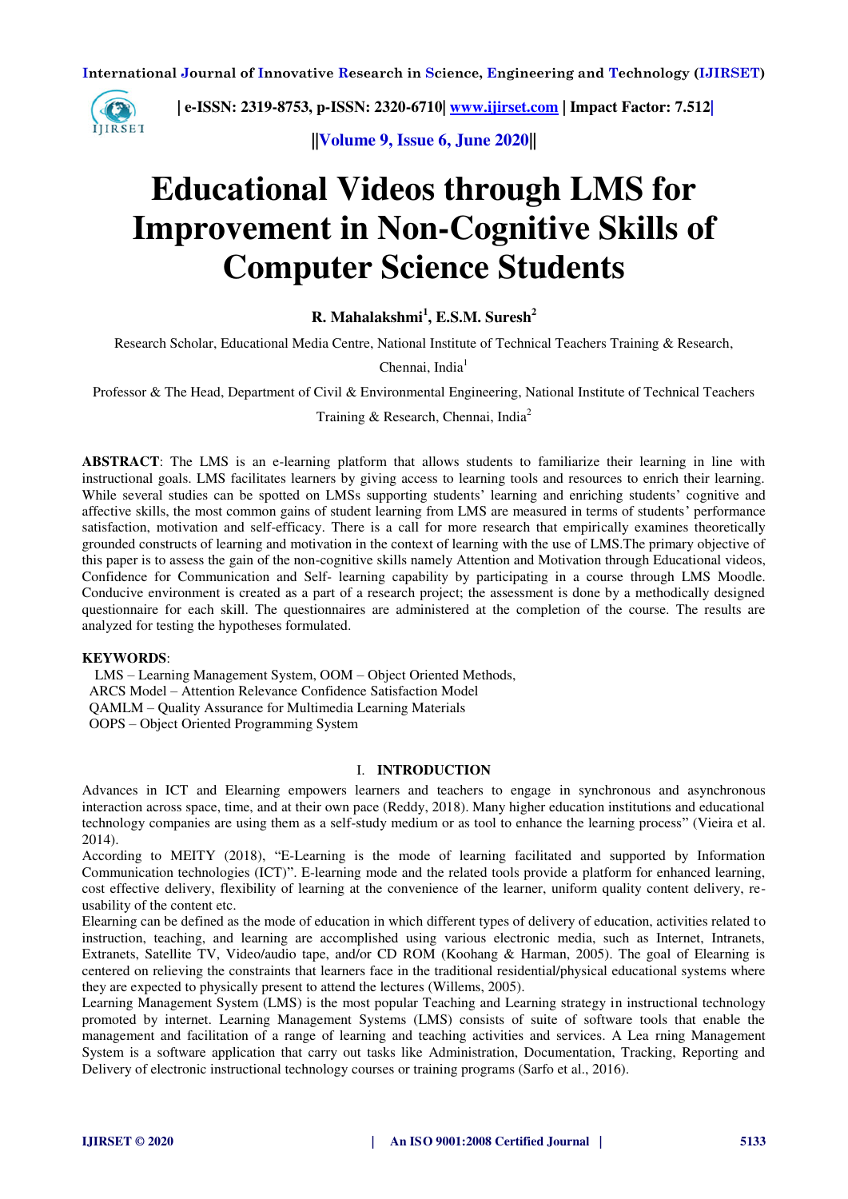# Educational Videos through LMS for Improvement in Non-Cognitive Skills of Computer Science Students

**R. Mahalakshmi[1], E.S.M. Suresh[2]**

Research Scholar, Educational Media Centre, National Institute of Technical Teachers Training & Research, Chennai, India[1]

Professor & The Head, Department of Civil & Environmental Engineering, National Institute of Technical Teachers Training & Research, Chennai, India[2]

**ABSTRACT**: The LMS is an e-learning platform that allows students to familiarize their learning in line with instructional goals. LMS facilitates learners by giving access to learning tools and resources to enrich their learning. While several studies can be spotted on LMSs supporting students' learning and enriching students' cognitive and affective skills, the most common gains of student learning from LMS are measured in terms of students' performance satisfaction, motivation and self-efficacy. There is a call for more research that empirically examines theoretically grounded constructs of learning and motivation in the context of learning with the use of LMS.The primary objective of this paper is to assess the gain of the non-cognitive skills namely Attention and Motivation through Educational videos, Confidence for Communication and Self- learning capability by participating in a course through LMS Moodle. Conducive environment is created as a part of a research project; the assessment is done by a methodically designed questionnaire for each skill. The questionnaires are administered at the completion of the course. The results are analyzed for testing the hypotheses formulated.

**KEYWORDS**:
LMS – Learning Management System, OOM – Object Oriented Methods,
ARCS Model – Attention Relevance Confidence Satisfaction Model
QAMLM – Quality Assurance for Multimedia Learning Materials
OOPS – Object Oriented Programming System

## I. INTRODUCTION

Advances in ICT and Elearning empowers learners and teachers to engage in synchronous and asynchronous interaction across space, time, and at their own pace (Reddy, 2018). Many higher education institutions and educational technology companies are using them as a self-study medium or as tool to enhance the learning process" (Vieira et al. 2014).

According to MEITY (2018), "E-Learning is the mode of learning facilitated and supported by Information Communication technologies (ICT)". E-learning mode and the related tools provide a platform for enhanced learning, cost effective delivery, flexibility of learning at the convenience of the learner, uniform quality content delivery, re-usability of the content etc.

Elearning can be defined as the mode of education in which different types of delivery of education, activities related to instruction, teaching, and learning are accomplished using various electronic media, such as Internet, Intranets, Extranets, Satellite TV, Video/audio tape, and/or CD ROM (Koohang & Harman, 2005). The goal of Elearning is centered on relieving the constraints that learners face in the traditional residential/physical educational systems where they are expected to physically present to attend the lectures (Willems, 2005).

Learning Management System (LMS) is the most popular Teaching and Learning strategy in instructional technology promoted by internet. Learning Management Systems (LMS) consists of suite of software tools that enable the management and facilitation of a range of learning and teaching activities and services. A Lea rning Management System is a software application that carry out tasks like Administration, Documentation, Tracking, Reporting and Delivery of electronic instructional technology courses or training programs (Sarfo et al., 2016).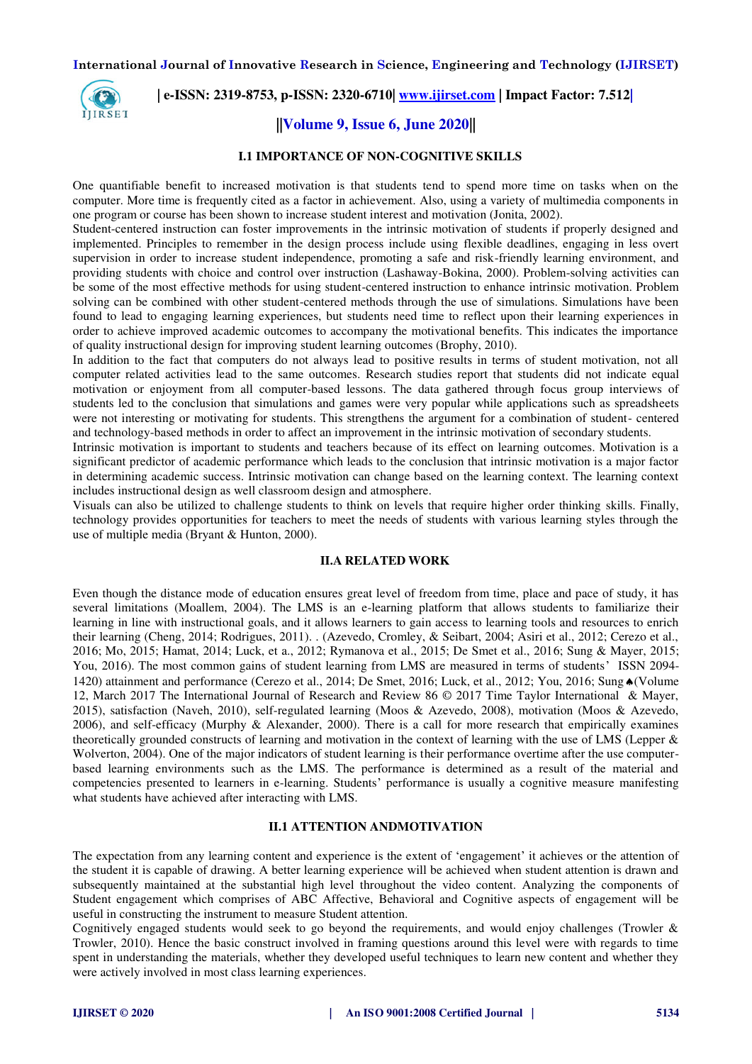### I.1 IMPORTANCE OF NON-COGNITIVE SKILLS

One quantifiable benefit to increased motivation is that students tend to spend more time on tasks when on the computer. More time is frequently cited as a factor in achievement. Also, using a variety of multimedia components in one program or course has been shown to increase student interest and motivation (Jonita, 2002).

Student-centered instruction can foster improvements in the intrinsic motivation of students if properly designed and implemented. Principles to remember in the design process include using flexible deadlines, engaging in less overt supervision in order to increase student independence, promoting a safe and risk-friendly learning environment, and providing students with choice and control over instruction (Lashaway-Bokina, 2000). Problem-solving activities can be some of the most effective methods for using student-centered instruction to enhance intrinsic motivation. Problem solving can be combined with other student-centered methods through the use of simulations. Simulations have been found to lead to engaging learning experiences, but students need time to reflect upon their learning experiences in order to achieve improved academic outcomes to accompany the motivational benefits. This indicates the importance of quality instructional design for improving student learning outcomes (Brophy, 2010).

In addition to the fact that computers do not always lead to positive results in terms of student motivation, not all computer related activities lead to the same outcomes. Research studies report that students did not indicate equal motivation or enjoyment from all computer-based lessons. The data gathered through focus group interviews of students led to the conclusion that simulations and games were very popular while applications such as spreadsheets were not interesting or motivating for students. This strengthens the argument for a combination of student- centered and technology-based methods in order to affect an improvement in the intrinsic motivation of secondary students.

Intrinsic motivation is important to students and teachers because of its effect on learning outcomes. Motivation is a significant predictor of academic performance which leads to the conclusion that intrinsic motivation is a major factor in determining academic success. Intrinsic motivation can change based on the learning context. The learning context includes instructional design as well classroom design and atmosphere.

Visuals can also be utilized to challenge students to think on levels that require higher order thinking skills. Finally, technology provides opportunities for teachers to meet the needs of students with various learning styles through the use of multiple media (Bryant & Hunton, 2000).

### II.A RELATED WORK

Even though the distance mode of education ensures great level of freedom from time, place and pace of study, it has several limitations (Moallem, 2004). The LMS is an e-learning platform that allows students to familiarize their learning in line with instructional goals, and it allows learners to gain access to learning tools and resources to enrich their learning (Cheng, 2014; Rodrigues, 2011). . (Azevedo, Cromley, & Seibart, 2004; Asiri et al., 2012; Cerezo et al., 2016; Mo, 2015; Hamat, 2014; Luck, et a., 2012; Rymanova et al., 2015; De Smet et al., 2016; Sung & Mayer, 2015; You, 2016). The most common gains of student learning from LMS are measured in terms of students' ISSN 2094-1420) attainment and performance (Cerezo et al., 2014; De Smet, 2016; Luck, et al., 2012; You, 2016; Sung ♠(Volume 12, March 2017 The International Journal of Research and Review 86 © 2017 Time Taylor International & Mayer, 2015), satisfaction (Naveh, 2010), self-regulated learning (Moos & Azevedo, 2008), motivation (Moos & Azevedo, 2006), and self-efficacy (Murphy & Alexander, 2000). There is a call for more research that empirically examines theoretically grounded constructs of learning and motivation in the context of learning with the use of LMS (Lepper & Wolverton, 2004). One of the major indicators of student learning is their performance overtime after the use computer-based learning environments such as the LMS. The performance is determined as a result of the material and competencies presented to learners in e-learning. Students' performance is usually a cognitive measure manifesting what students have achieved after interacting with LMS.

### II.1 ATTENTION ANDMOTIVATION

The expectation from any learning content and experience is the extent of 'engagement' it achieves or the attention of the student it is capable of drawing. A better learning experience will be achieved when student attention is drawn and subsequently maintained at the substantial high level throughout the video content. Analyzing the components of Student engagement which comprises of ABC Affective, Behavioral and Cognitive aspects of engagement will be useful in constructing the instrument to measure Student attention.

Cognitively engaged students would seek to go beyond the requirements, and would enjoy challenges (Trowler & Trowler, 2010). Hence the basic construct involved in framing questions around this level were with regards to time spent in understanding the materials, whether they developed useful techniques to learn new content and whether they were actively involved in most class learning experiences.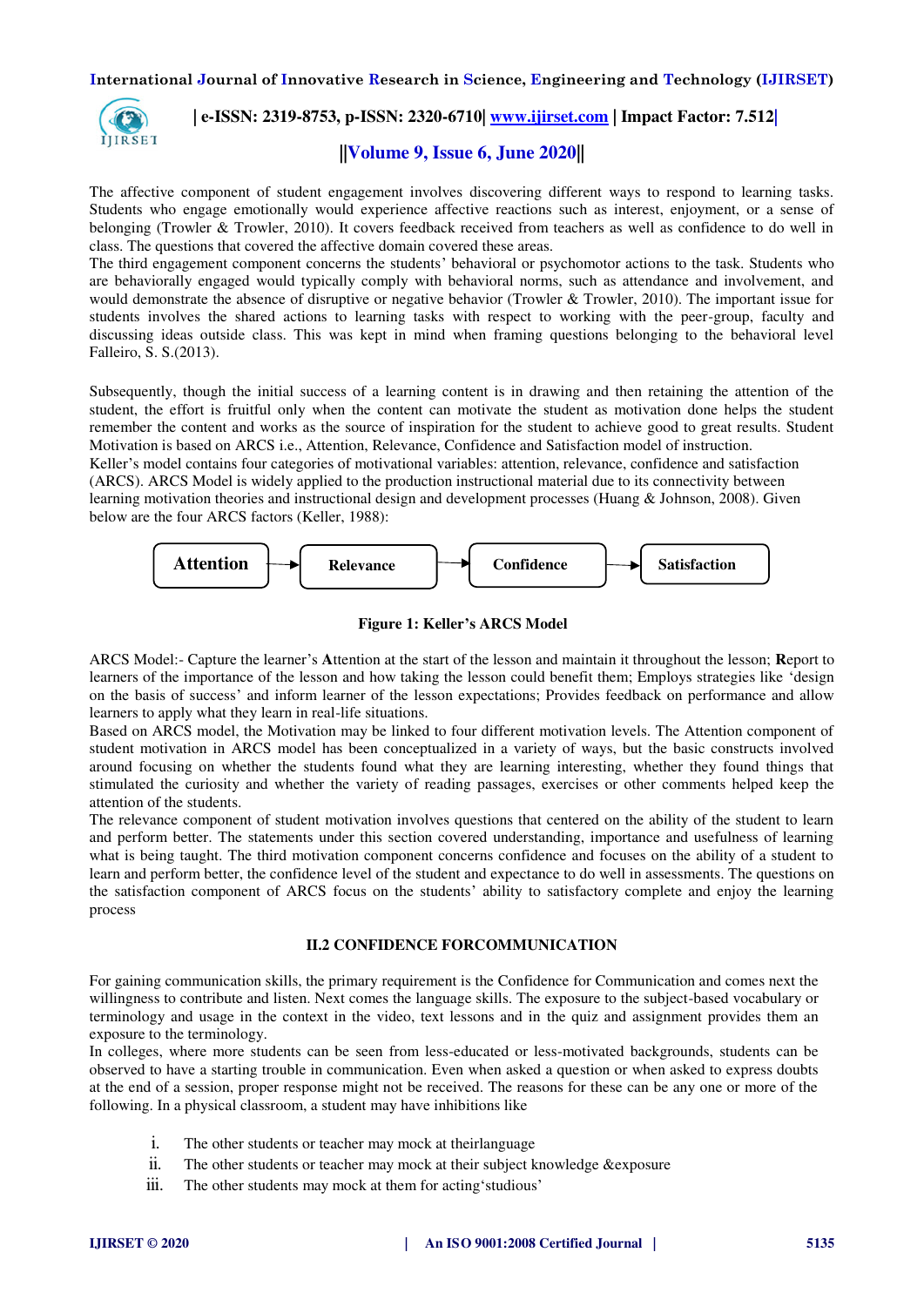The affective component of student engagement involves discovering different ways to respond to learning tasks. Students who engage emotionally would experience affective reactions such as interest, enjoyment, or a sense of belonging (Trowler & Trowler, 2010). It covers feedback received from teachers as well as confidence to do well in class. The questions that covered the affective domain covered these areas.
The third engagement component concerns the students' behavioral or psychomotor actions to the task. Students who are behaviorally engaged would typically comply with behavioral norms, such as attendance and involvement, and would demonstrate the absence of disruptive or negative behavior (Trowler & Trowler, 2010). The important issue for students involves the shared actions to learning tasks with respect to working with the peer-group, faculty and discussing ideas outside class. This was kept in mind when framing questions belonging to the behavioral level Falleiro, S. S.(2013).

Subsequently, though the initial success of a learning content is in drawing and then retaining the attention of the student, the effort is fruitful only when the content can motivate the student as motivation done helps the student remember the content and works as the source of inspiration for the student to achieve good to great results. Student Motivation is based on ARCS i.e., Attention, Relevance, Confidence and Satisfaction model of instruction.
Keller's model contains four categories of motivational variables: attention, relevance, confidence and satisfaction (ARCS). ARCS Model is widely applied to the production instructional material due to its connectivity between learning motivation theories and instructional design and development processes (Huang & Johnson, 2008). Given below are the four ARCS factors (Keller, 1988):

**Attention** → **Relevance** → **Confidence** → **Satisfaction**

**Figure 1: Keller's ARCS Model**

ARCS Model:- Capture the learner's **A**ttention at the start of the lesson and maintain it throughout the lesson; **R**eport to learners of the importance of the lesson and how taking the lesson could benefit them; Employs strategies like 'design on the basis of success' and inform learner of the lesson expectations; Provides feedback on performance and allow learners to apply what they learn in real-life situations.
Based on ARCS model, the Motivation may be linked to four different motivation levels. The Attention component of student motivation in ARCS model has been conceptualized in a variety of ways, but the basic constructs involved around focusing on whether the students found what they are learning interesting, whether they found things that stimulated the curiosity and whether the variety of reading passages, exercises or other comments helped keep the attention of the students.
The relevance component of student motivation involves questions that centered on the ability of the student to learn and perform better. The statements under this section covered understanding, importance and usefulness of learning what is being taught. The third motivation component concerns confidence and focuses on the ability of a student to learn and perform better, the confidence level of the student and expectance to do well in assessments. The questions on the satisfaction component of ARCS focus on the students' ability to satisfactory complete and enjoy the learning process

## II.2 CONFIDENCE FORCOMMUNICATION

For gaining communication skills, the primary requirement is the Confidence for Communication and comes next the willingness to contribute and listen. Next comes the language skills. The exposure to the subject-based vocabulary or terminology and usage in the context in the video, text lessons and in the quiz and assignment provides them an exposure to the terminology.
In colleges, where more students can be seen from less-educated or less-motivated backgrounds, students can be observed to have a starting trouble in communication. Even when asked a question or when asked to express doubts at the end of a session, proper response might not be received. The reasons for these can be any one or more of the following. In a physical classroom, a student may have inhibitions like

i. The other students or teacher may mock at theirlanguage
ii. The other students or teacher may mock at their subject knowledge &exposure
iii. The other students may mock at them for acting'studious'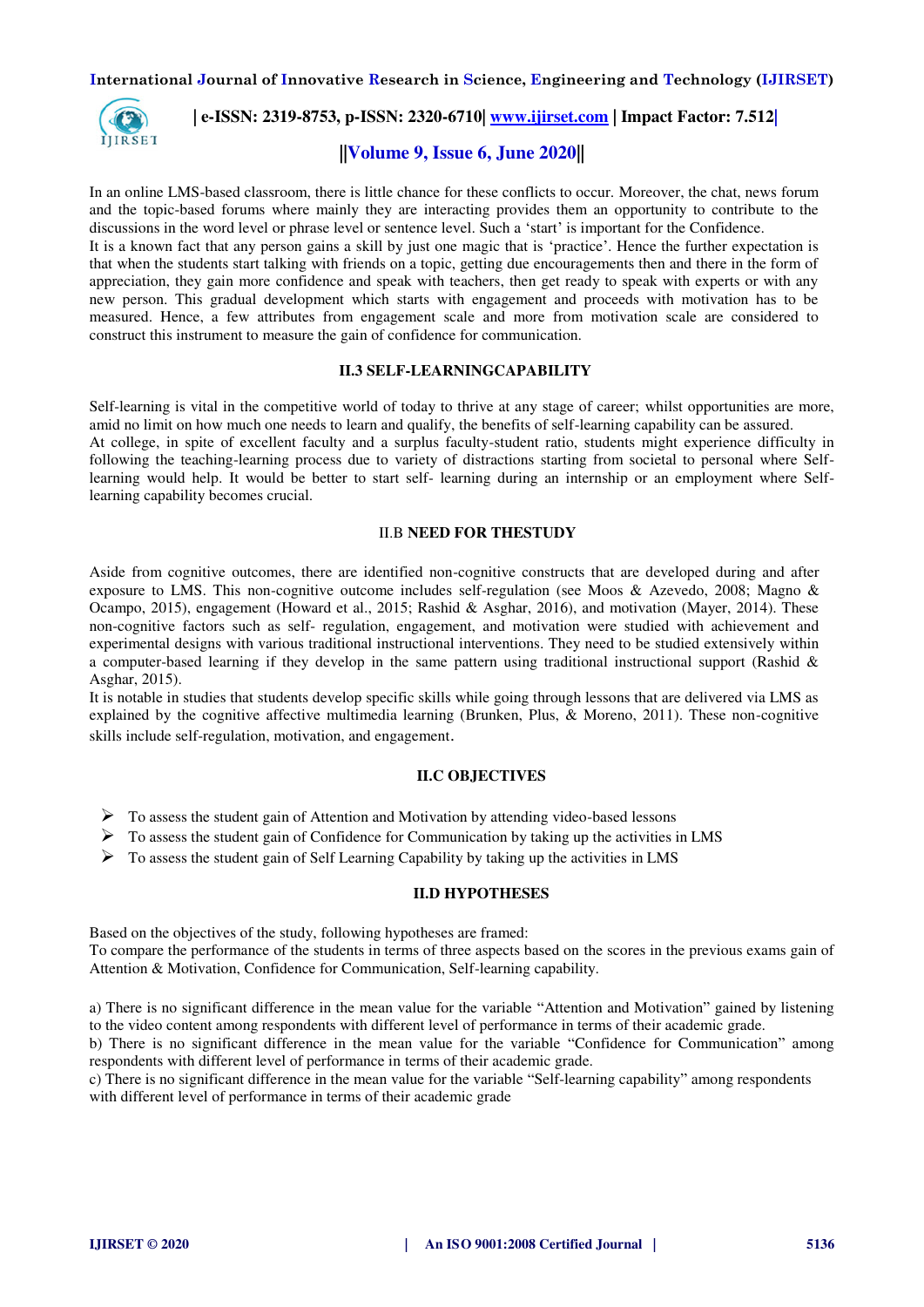In an online LMS-based classroom, there is little chance for these conflicts to occur. Moreover, the chat, news forum and the topic-based forums where mainly they are interacting provides them an opportunity to contribute to the discussions in the word level or phrase level or sentence level. Such a 'start' is important for the Confidence.

It is a known fact that any person gains a skill by just one magic that is 'practice'. Hence the further expectation is that when the students start talking with friends on a topic, getting due encouragements then and there in the form of appreciation, they gain more confidence and speak with teachers, then get ready to speak with experts or with any new person. This gradual development which starts with engagement and proceeds with motivation has to be measured. Hence, a few attributes from engagement scale and more from motivation scale are considered to construct this instrument to measure the gain of confidence for communication.

### II.3 SELF-LEARNINGCAPABILITY

Self-learning is vital in the competitive world of today to thrive at any stage of career; whilst opportunities are more, amid no limit on how much one needs to learn and qualify, the benefits of self-learning capability can be assured.

At college, in spite of excellent faculty and a surplus faculty-student ratio, students might experience difficulty in following the teaching-learning process due to variety of distractions starting from societal to personal where Self-learning would help. It would be better to start self- learning during an internship or an employment where Self-learning capability becomes crucial.

### II.B NEED FOR THESTUDY

Aside from cognitive outcomes, there are identified non-cognitive constructs that are developed during and after exposure to LMS. This non-cognitive outcome includes self-regulation (see Moos & Azevedo, 2008; Magno & Ocampo, 2015), engagement (Howard et al., 2015; Rashid & Asghar, 2016), and motivation (Mayer, 2014). These non-cognitive factors such as self- regulation, engagement, and motivation were studied with achievement and experimental designs with various traditional instructional interventions. They need to be studied extensively within a computer-based learning if they develop in the same pattern using traditional instructional support (Rashid & Asghar, 2015).

It is notable in studies that students develop specific skills while going through lessons that are delivered via LMS as explained by the cognitive affective multimedia learning (Brunken, Plus, & Moreno, 2011). These non-cognitive skills include self-regulation, motivation, and engagement.

### II.C OBJECTIVES

- To assess the student gain of Attention and Motivation by attending video-based lessons
- To assess the student gain of Confidence for Communication by taking up the activities in LMS
- To assess the student gain of Self Learning Capability by taking up the activities in LMS

### II.D HYPOTHESES

Based on the objectives of the study, following hypotheses are framed:

To compare the performance of the students in terms of three aspects based on the scores in the previous exams gain of Attention & Motivation, Confidence for Communication, Self-learning capability.

a) There is no significant difference in the mean value for the variable "Attention and Motivation" gained by listening to the video content among respondents with different level of performance in terms of their academic grade.

b) There is no significant difference in the mean value for the variable "Confidence for Communication" among respondents with different level of performance in terms of their academic grade.

c) There is no significant difference in the mean value for the variable "Self-learning capability" among respondents with different level of performance in terms of their academic grade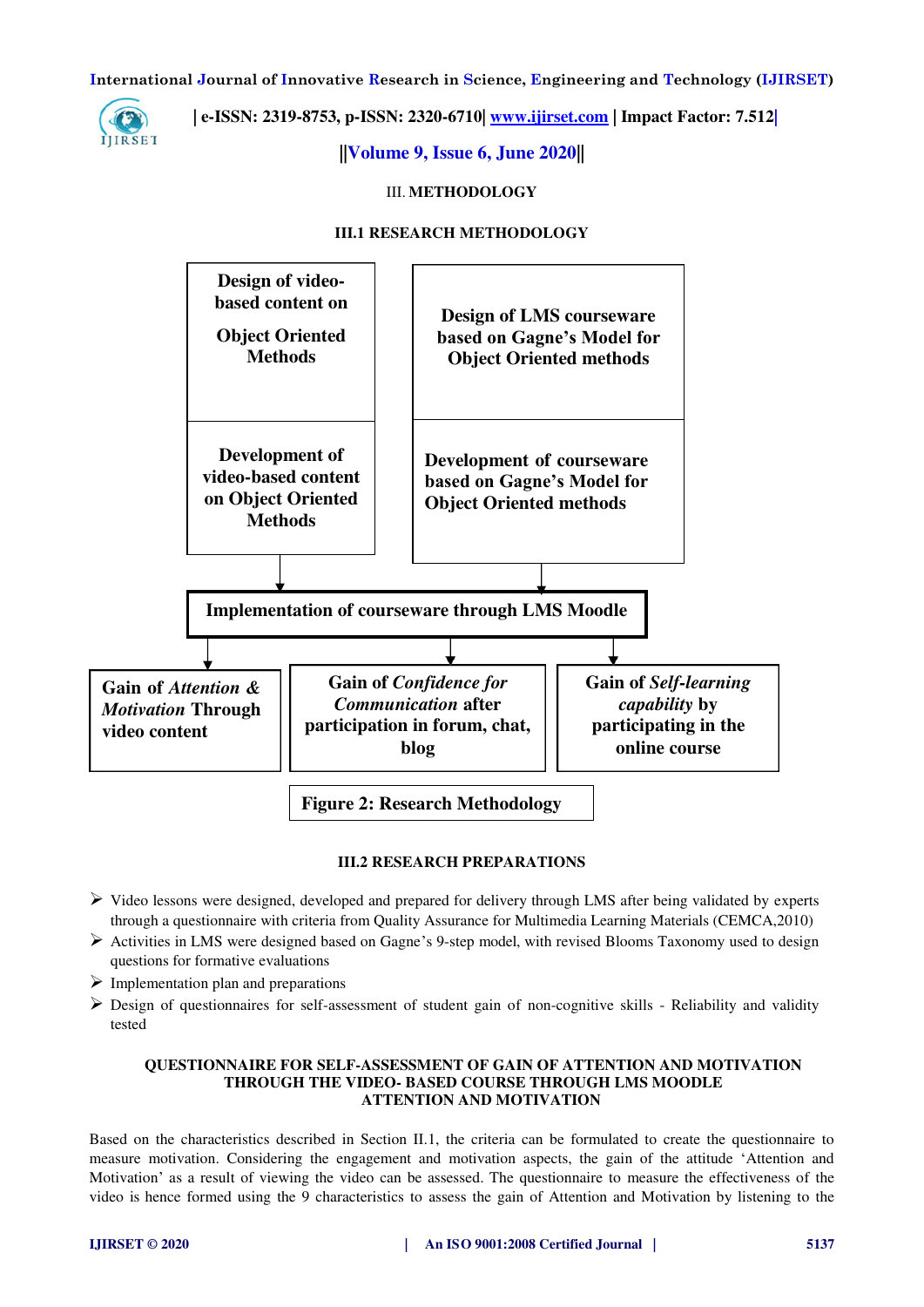## III. METHODOLOGY

### III.1 RESEARCH METHODOLOGY

Design of video-based content on Object Oriented Methods

Design of LMS courseware based on Gagne's Model for Object Oriented methods

Development of video-based content on Object Oriented Methods

Development of courseware based on Gagne's Model for Object Oriented methods

Implementation of courseware through LMS Moodle

Gain of *Attention & Motivation* Through video content

Gain of *Confidence for Communication* after participation in forum, chat, blog

Gain of *Self-learning capability* by participating in the online course

**Figure 2: Research Methodology**

### III.2 RESEARCH PREPARATIONS

- Video lessons were designed, developed and prepared for delivery through LMS after being validated by experts through a questionnaire with criteria from Quality Assurance for Multimedia Learning Materials (CEMCA,2010)
- Activities in LMS were designed based on Gagne's 9-step model, with revised Blooms Taxonomy used to design questions for formative evaluations
- Implementation plan and preparations
- Design of questionnaires for self-assessment of student gain of non-cognitive skills - Reliability and validity tested

**QUESTIONNAIRE FOR SELF-ASSESSMENT OF GAIN OF ATTENTION AND MOTIVATION THROUGH THE VIDEO- BASED COURSE THROUGH LMS MOODLE**
**ATTENTION AND MOTIVATION**

Based on the characteristics described in Section II.1, the criteria can be formulated to create the questionnaire to measure motivation. Considering the engagement and motivation aspects, the gain of the attitude 'Attention and Motivation' as a result of viewing the video can be assessed. The questionnaire to measure the effectiveness of the video is hence formed using the 9 characteristics to assess the gain of Attention and Motivation by listening to the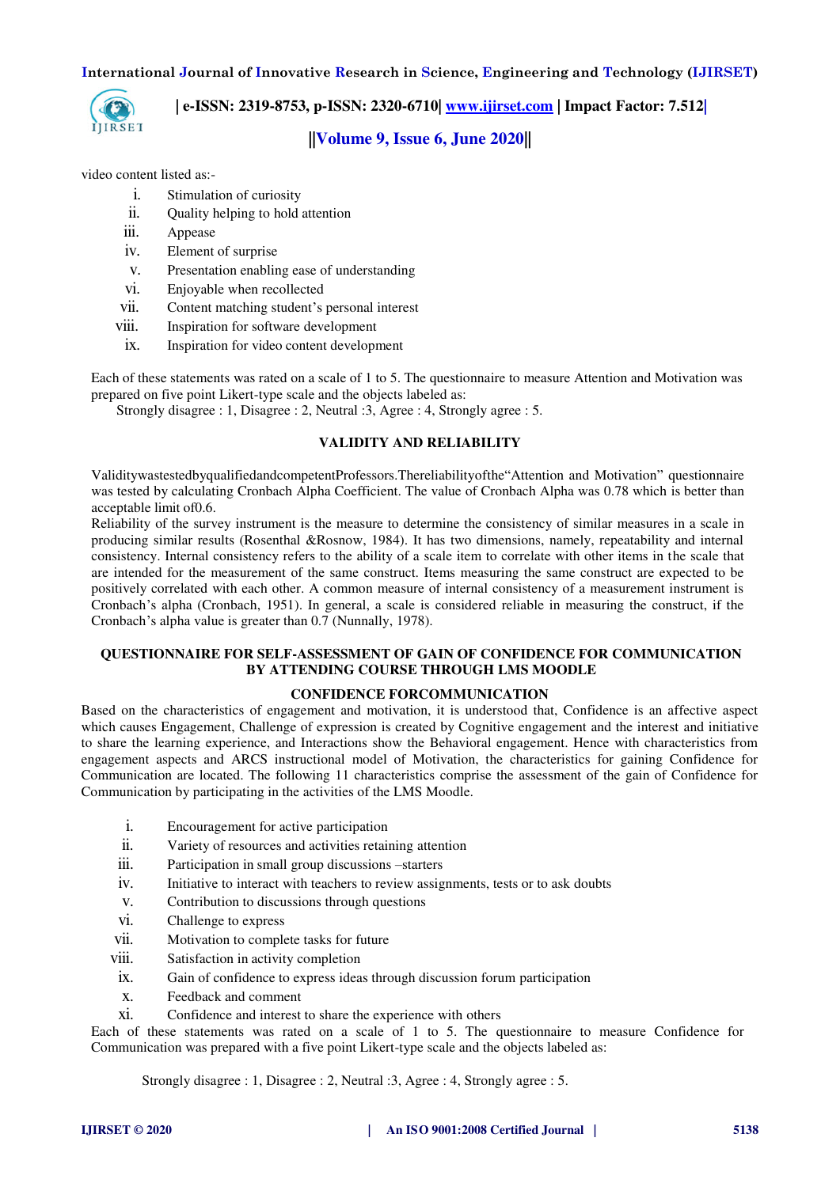video content listed as:-

i. Stimulation of curiosity
ii. Quality helping to hold attention
iii. Appease
iv. Element of surprise
v. Presentation enabling ease of understanding
vi. Enjoyable when recollected
vii. Content matching student's personal interest
viii. Inspiration for software development
ix. Inspiration for video content development

Each of these statements was rated on a scale of 1 to 5. The questionnaire to measure Attention and Motivation was prepared on five point Likert-type scale and the objects labeled as:

Strongly disagree : 1, Disagree : 2, Neutral :3, Agree : 4, Strongly agree : 5.

## VALIDITY AND RELIABILITY

Validitywastestedbyqualifiedandcompetent Professors.Thereliabilityofthe"Attention and Motivation" questionnaire was tested by calculating Cronbach Alpha Coefficient. The value of Cronbach Alpha was 0.78 which is better than acceptable limit of0.6.

Reliability of the survey instrument is the measure to determine the consistency of similar measures in a scale in producing similar results (Rosenthal &Rosnow, 1984). It has two dimensions, namely, repeatability and internal consistency. Internal consistency refers to the ability of a scale item to correlate with other items in the scale that are intended for the measurement of the same construct. Items measuring the same construct are expected to be positively correlated with each other. A common measure of internal consistency of a measurement instrument is Cronbach's alpha (Cronbach, 1951). In general, a scale is considered reliable in measuring the construct, if the Cronbach's alpha value is greater than 0.7 (Nunnally, 1978).

## QUESTIONNAIRE FOR SELF-ASSESSMENT OF GAIN OF CONFIDENCE FOR COMMUNICATION BY ATTENDING COURSE THROUGH LMS MOODLE

### CONFIDENCE FORCOMMUNICATION

Based on the characteristics of engagement and motivation, it is understood that, Confidence is an affective aspect which causes Engagement, Challenge of expression is created by Cognitive engagement and the interest and initiative to share the learning experience, and Interactions show the Behavioral engagement. Hence with characteristics from engagement aspects and ARCS instructional model of Motivation, the characteristics for gaining Confidence for Communication are located. The following 11 characteristics comprise the assessment of the gain of Confidence for Communication by participating in the activities of the LMS Moodle.

i. Encouragement for active participation
ii. Variety of resources and activities retaining attention
iii. Participation in small group discussions –starters
iv. Initiative to interact with teachers to review assignments, tests or to ask doubts
v. Contribution to discussions through questions
vi. Challenge to express
vii. Motivation to complete tasks for future
viii. Satisfaction in activity completion
ix. Gain of confidence to express ideas through discussion forum participation
x. Feedback and comment
xi. Confidence and interest to share the experience with others

Each of these statements was rated on a scale of 1 to 5. The questionnaire to measure Confidence for Communication was prepared with a five point Likert-type scale and the objects labeled as:

Strongly disagree : 1, Disagree : 2, Neutral :3, Agree : 4, Strongly agree : 5.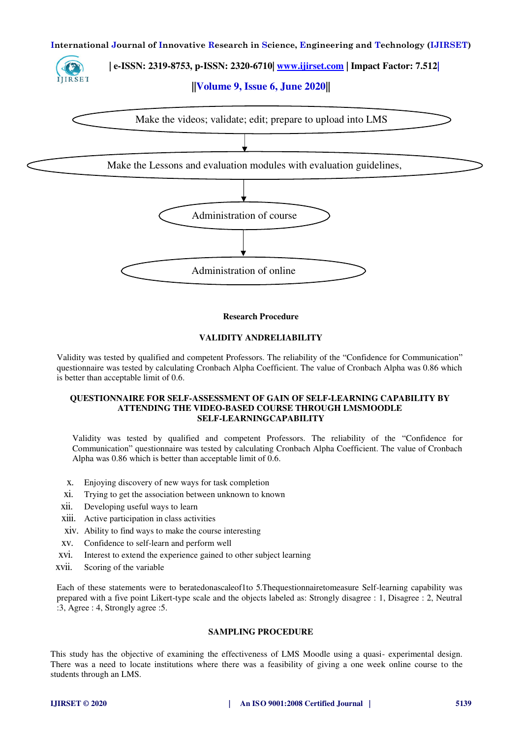Make the videos; validate; edit; prepare to upload into LMS

↓

Make the Lessons and evaluation modules with evaluation guidelines,

↓

Administration of course

↓

Administration of online

**Research Procedure**

### VALIDITY ANDRELIABILITY

Validity was tested by qualified and competent Professors. The reliability of the "Confidence for Communication" questionnaire was tested by calculating Cronbach Alpha Coefficient. The value of Cronbach Alpha was 0.86 which is better than acceptable limit of 0.6.

### QUESTIONNAIRE FOR SELF-ASSESSMENT OF GAIN OF SELF-LEARNING CAPABILITY BY ATTENDING THE VIDEO-BASED COURSE THROUGH LMSMOODLE SELF-LEARNINGCAPABILITY

Validity was tested by qualified and competent Professors. The reliability of the "Confidence for Communication" questionnaire was tested by calculating Cronbach Alpha Coefficient. The value of Cronbach Alpha was 0.86 which is better than acceptable limit of 0.6.

x. Enjoying discovery of new ways for task completion
xi. Trying to get the association between unknown to known
xii. Developing useful ways to learn
xiii. Active participation in class activities
xiv. Ability to find ways to make the course interesting
xv. Confidence to self-learn and perform well
xvi. Interest to extend the experience gained to other subject learning
xvii. Scoring of the variable

Each of these statements were to beratedonascaleof1to 5.Thequestionnairetomeasure Self-learning capability was prepared with a five point Likert-type scale and the objects labeled as: Strongly disagree : 1, Disagree : 2, Neutral :3, Agree : 4, Strongly agree :5.

### SAMPLING PROCEDURE

This study has the objective of examining the effectiveness of LMS Moodle using a quasi- experimental design. There was a need to locate institutions where there was a feasibility of giving a one week online course to the students through an LMS.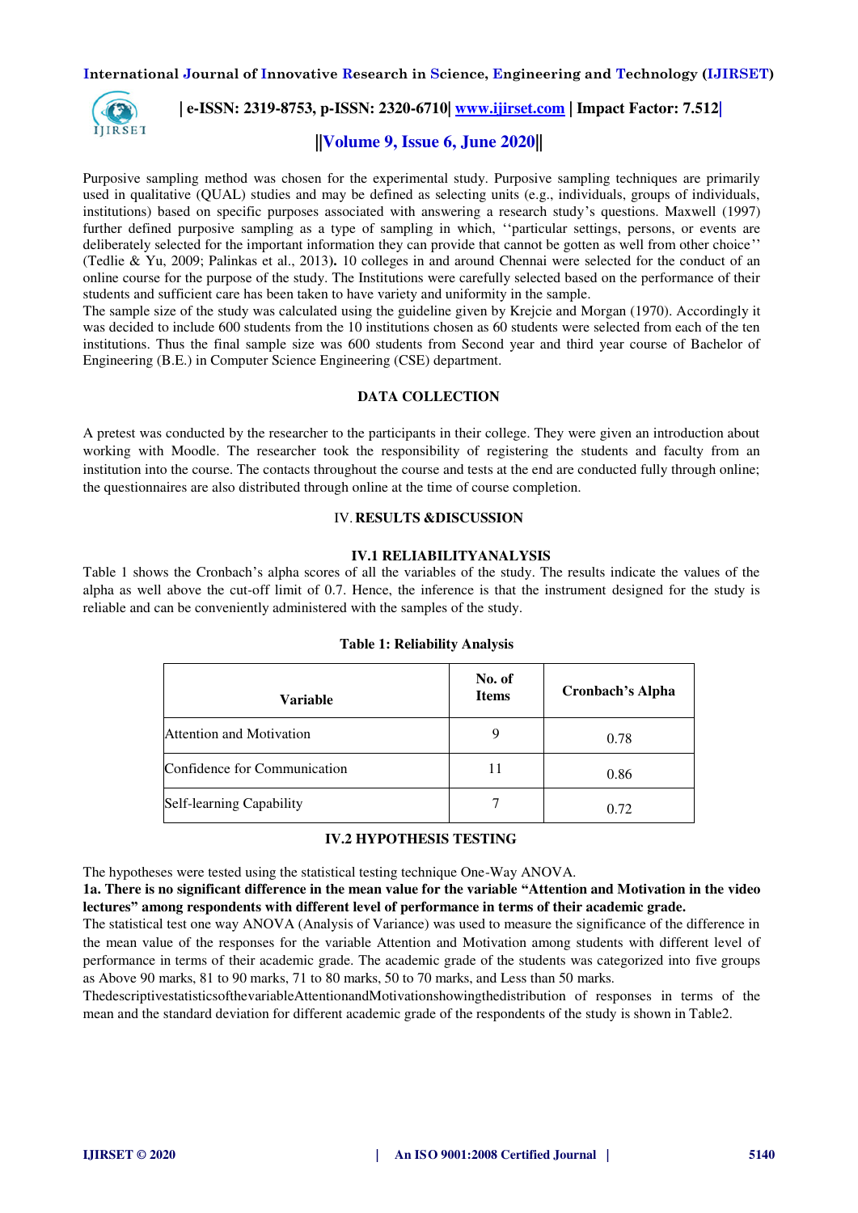Purposive sampling method was chosen for the experimental study. Purposive sampling techniques are primarily used in qualitative (QUAL) studies and may be defined as selecting units (e.g., individuals, groups of individuals, institutions) based on specific purposes associated with answering a research study's questions. Maxwell (1997) further defined purposive sampling as a type of sampling in which, ''particular settings, persons, or events are deliberately selected for the important information they can provide that cannot be gotten as well from other choice'' (Tedlie & Yu, 2009; Palinkas et al., 2013**).** 10 colleges in and around Chennai were selected for the conduct of an online course for the purpose of the study. The Institutions were carefully selected based on the performance of their students and sufficient care has been taken to have variety and uniformity in the sample.
The sample size of the study was calculated using the guideline given by Krejcie and Morgan (1970). Accordingly it was decided to include 600 students from the 10 institutions chosen as 60 students were selected from each of the ten institutions. Thus the final sample size was 600 students from Second year and third year course of Bachelor of Engineering (B.E.) in Computer Science Engineering (CSE) department.

### DATA COLLECTION

A pretest was conducted by the researcher to the participants in their college. They were given an introduction about working with Moodle. The researcher took the responsibility of registering the students and faculty from an institution into the course. The contacts throughout the course and tests at the end are conducted fully through online; the questionnaires are also distributed through online at the time of course completion.

## IV. RESULTS &DISCUSSION

### IV.1 RELIABILITYANALYSIS

Table 1 shows the Cronbach's alpha scores of all the variables of the study. The results indicate the values of the alpha as well above the cut-off limit of 0.7. Hence, the inference is that the instrument designed for the study is reliable and can be conveniently administered with the samples of the study.

**Table 1: Reliability Analysis**

| Variable | No. of Items | Cronbach's Alpha |
|---|---|---|
| Attention and Motivation | 9 | 0.78 |
| Confidence for Communication | 11 | 0.86 |
| Self-learning Capability | 7 | 0.72 |

### IV.2 HYPOTHESIS TESTING

The hypotheses were tested using the statistical testing technique One-Way ANOVA.

**1a. There is no significant difference in the mean value for the variable "Attention and Motivation in the video lectures" among respondents with different level of performance in terms of their academic grade.**

The statistical test one way ANOVA (Analysis of Variance) was used to measure the significance of the difference in the mean value of the responses for the variable Attention and Motivation among students with different level of performance in terms of their academic grade. The academic grade of the students was categorized into five groups as Above 90 marks, 81 to 90 marks, 71 to 80 marks, 50 to 70 marks, and Less than 50 marks.
ThedescriptivestatisticsofthevariableAttentionandMotivationshowingthedistribution of responses in terms of the mean and the standard deviation for different academic grade of the respondents of the study is shown in Table2.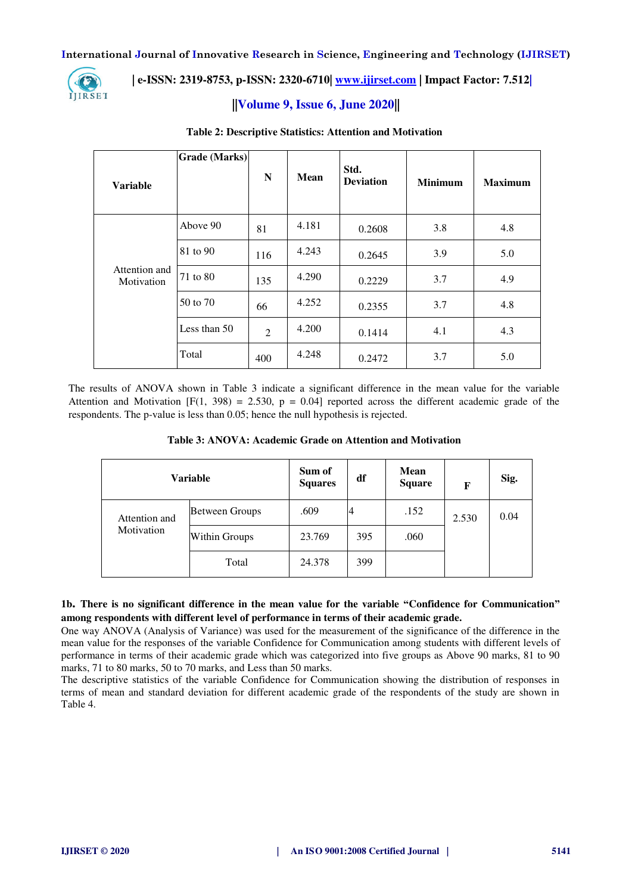**Table 2: Descriptive Statistics: Attention and Motivation**

| Variable | Grade (Marks) | N | Mean | Std. Deviation | Minimum | Maximum |
|---|---|---|---|---|---|---|
| Attention and Motivation | Above 90 | 81 | 4.181 | 0.2608 | 3.8 | 4.8 |
| | 81 to 90 | 116 | 4.243 | 0.2645 | 3.9 | 5.0 |
| | 71 to 80 | 135 | 4.290 | 0.2229 | 3.7 | 4.9 |
| | 50 to 70 | 66 | 4.252 | 0.2355 | 3.7 | 4.8 |
| | Less than 50 | 2 | 4.200 | 0.1414 | 4.1 | 4.3 |
| | Total | 400 | 4.248 | 0.2472 | 3.7 | 5.0 |

The results of ANOVA shown in Table 3 indicate a significant difference in the mean value for the variable Attention and Motivation [F(1, 398) = 2.530, p = 0.04] reported across the different academic grade of the respondents. The p-value is less than 0.05; hence the null hypothesis is rejected.

**Table 3: ANOVA: Academic Grade on Attention and Motivation**

| Variable | | Sum of Squares | df | Mean Square | F | Sig. |
|---|---|---|---|---|---|---|
| Attention and Motivation | Between Groups | .609 | 4 | .152 | 2.530 | 0.04 |
| | Within Groups | 23.769 | 395 | .060 | | |
| | Total | 24.378 | 399 | | | |

**1b. There is no significant difference in the mean value for the variable "Confidence for Communication" among respondents with different level of performance in terms of their academic grade.**

One way ANOVA (Analysis of Variance) was used for the measurement of the significance of the difference in the mean value for the responses of the variable Confidence for Communication among students with different levels of performance in terms of their academic grade which was categorized into five groups as Above 90 marks, 81 to 90 marks, 71 to 80 marks, 50 to 70 marks, and Less than 50 marks.

The descriptive statistics of the variable Confidence for Communication showing the distribution of responses in terms of mean and standard deviation for different academic grade of the respondents of the study are shown in Table 4.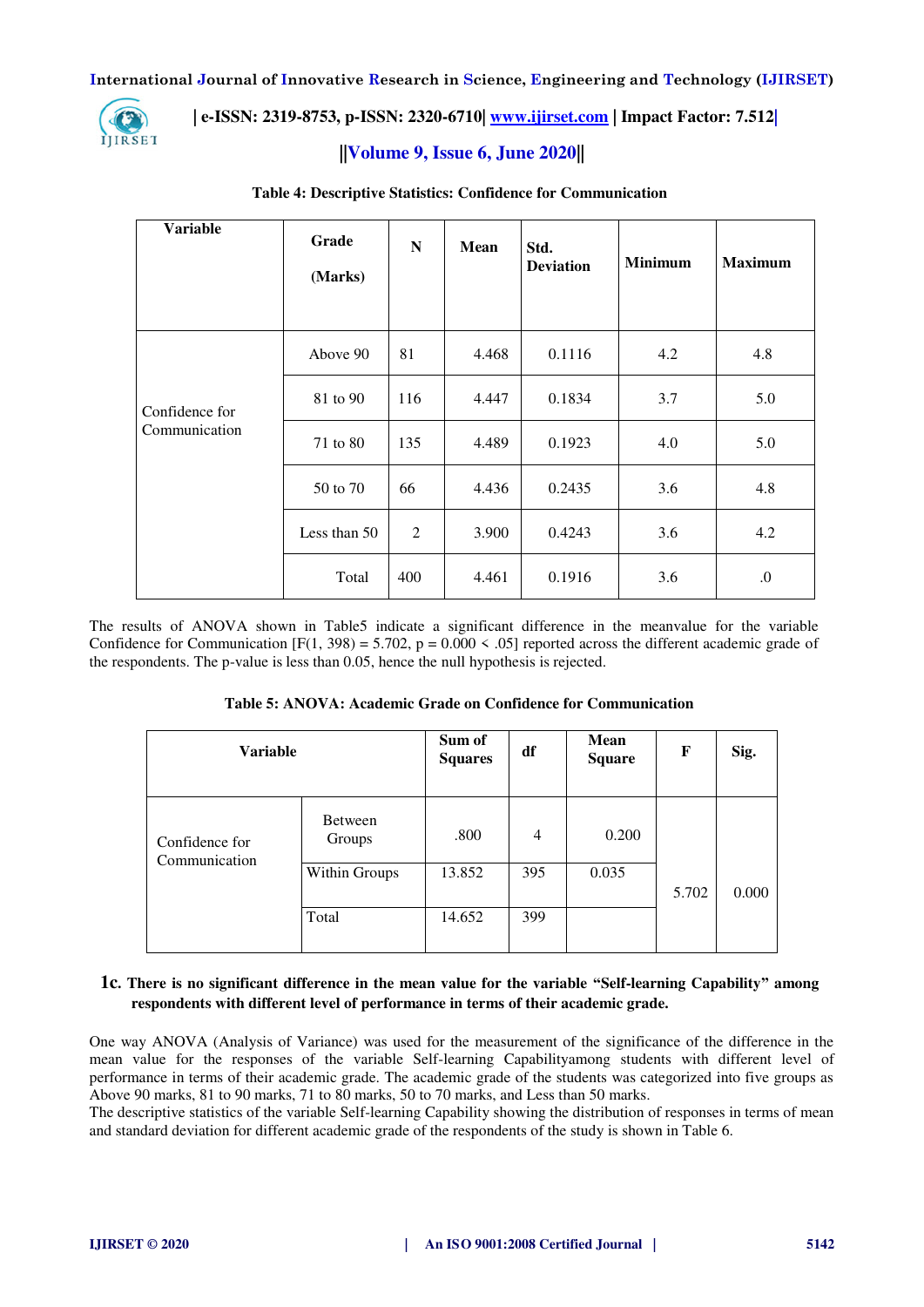**Table 4: Descriptive Statistics: Confidence for Communication**

| Variable | Grade (Marks) | N | Mean | Std. Deviation | Minimum | Maximum |
|---|---|---|---|---|---|---|
| Confidence for Communication | Above 90 | 81 | 4.468 | 0.1116 | 4.2 | 4.8 |
| | 81 to 90 | 116 | 4.447 | 0.1834 | 3.7 | 5.0 |
| | 71 to 80 | 135 | 4.489 | 0.1923 | 4.0 | 5.0 |
| | 50 to 70 | 66 | 4.436 | 0.2435 | 3.6 | 4.8 |
| | Less than 50 | 2 | 3.900 | 0.4243 | 3.6 | 4.2 |
| | Total | 400 | 4.461 | 0.1916 | 3.6 | .0 |

The results of ANOVA shown in Table5 indicate a significant difference in the meanvalue for the variable Confidence for Communication [$F(1, 398) = 5.702$, $p = 0.000 < .05$] reported across the different academic grade of the respondents. The p-value is less than 0.05, hence the null hypothesis is rejected.

**Table 5: ANOVA: Academic Grade on Confidence for Communication**

| Variable | | Sum of Squares | df | Mean Square | F | Sig. |
|---|---|---|---|---|---|---|
| Confidence for Communication | Between Groups | .800 | 4 | 0.200 | 5.702 | 0.000 |
| | Within Groups | 13.852 | 395 | 0.035 | | |
| | Total | 14.652 | 399 | | | |

### 1c. There is no significant difference in the mean value for the variable "Self-learning Capability" among respondents with different level of performance in terms of their academic grade.

One way ANOVA (Analysis of Variance) was used for the measurement of the significance of the difference in the mean value for the responses of the variable Self-learning Capabilityamong students with different level of performance in terms of their academic grade. The academic grade of the students was categorized into five groups as Above 90 marks, 81 to 90 marks, 71 to 80 marks, 50 to 70 marks, and Less than 50 marks.

The descriptive statistics of the variable Self-learning Capability showing the distribution of responses in terms of mean and standard deviation for different academic grade of the respondents of the study is shown in Table 6.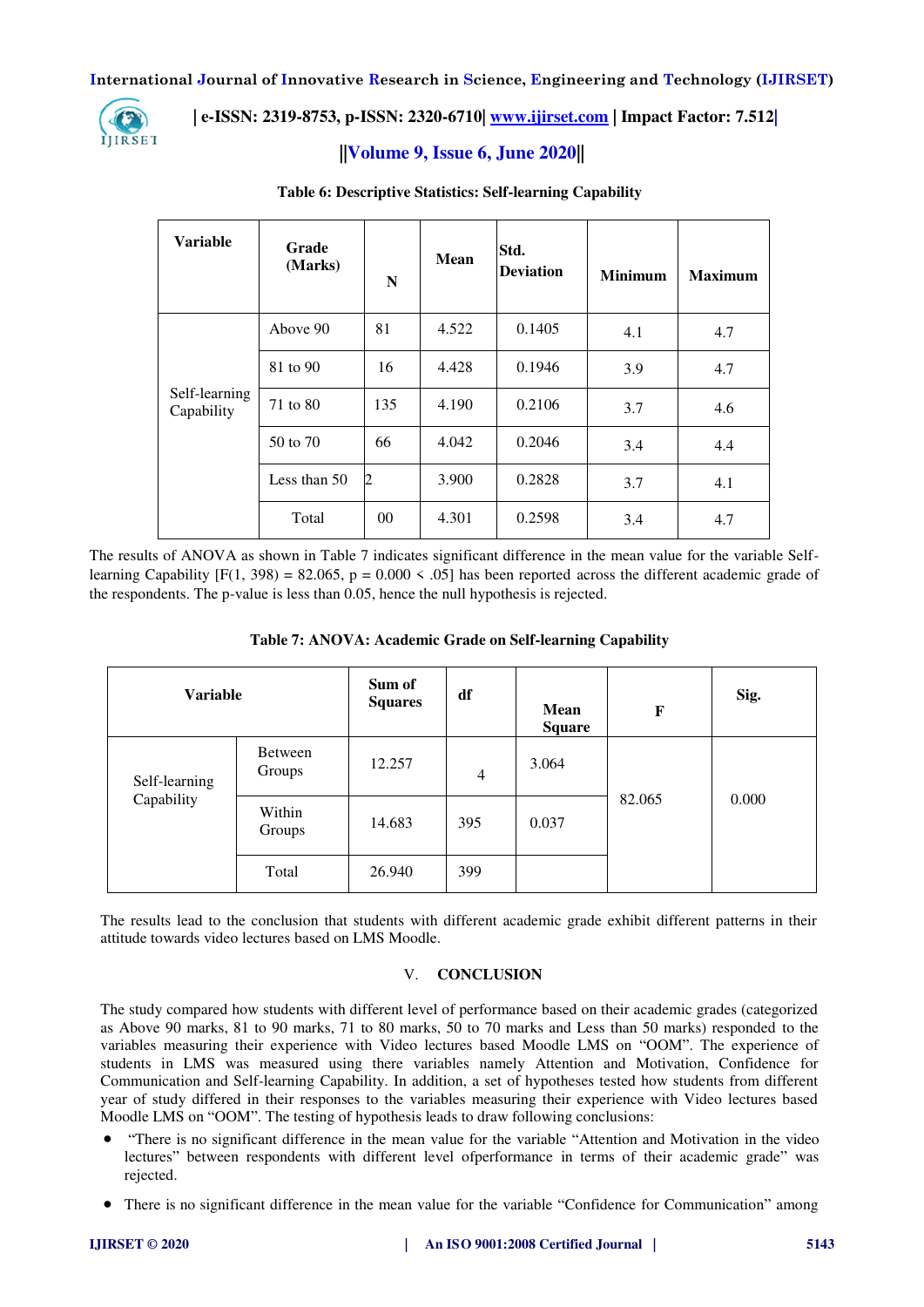**Table 6: Descriptive Statistics: Self-learning Capability**

| Variable | Grade (Marks) | N | Mean | Std. Deviation | Minimum | Maximum |
|---|---|---|---|---|---|---|
| Self-learning Capability | Above 90 | 81 | 4.522 | 0.1405 | 4.1 | 4.7 |
| | 81 to 90 | 16 | 4.428 | 0.1946 | 3.9 | 4.7 |
| | 71 to 80 | 135 | 4.190 | 0.2106 | 3.7 | 4.6 |
| | 50 to 70 | 66 | 4.042 | 0.2046 | 3.4 | 4.4 |
| | Less than 50 | 2 | 3.900 | 0.2828 | 3.7 | 4.1 |
| | Total | 00 | 4.301 | 0.2598 | 3.4 | 4.7 |

The results of ANOVA as shown in Table 7 indicates significant difference in the mean value for the variable Self-learning Capability [F(1, 398) = 82.065, p = 0.000 < .05] has been reported across the different academic grade of the respondents. The p-value is less than 0.05, hence the null hypothesis is rejected.

**Table 7: ANOVA: Academic Grade on Self-learning Capability**

| Variable | | Sum of Squares | df | Mean Square | F | Sig. |
|---|---|---|---|---|---|---|
| Self-learning Capability | Between Groups | 12.257 | 4 | 3.064 | 82.065 | 0.000 |
| | Within Groups | 14.683 | 395 | 0.037 | | |
| | Total | 26.940 | 399 | | | |

The results lead to the conclusion that students with different academic grade exhibit different patterns in their attitude towards video lectures based on LMS Moodle.

## V. CONCLUSION

The study compared how students with different level of performance based on their academic grades (categorized as Above 90 marks, 81 to 90 marks, 71 to 80 marks, 50 to 70 marks and Less than 50 marks) responded to the variables measuring their experience with Video lectures based Moodle LMS on "OOM". The experience of students in LMS was measured using there variables namely Attention and Motivation, Confidence for Communication and Self-learning Capability. In addition, a set of hypotheses tested how students from different year of study differed in their responses to the variables measuring their experience with Video lectures based Moodle LMS on "OOM". The testing of hypothesis leads to draw following conclusions:

- "There is no significant difference in the mean value for the variable "Attention and Motivation in the video lectures" between respondents with different level ofperformance in terms of their academic grade" was rejected.
- There is no significant difference in the mean value for the variable "Confidence for Communication" among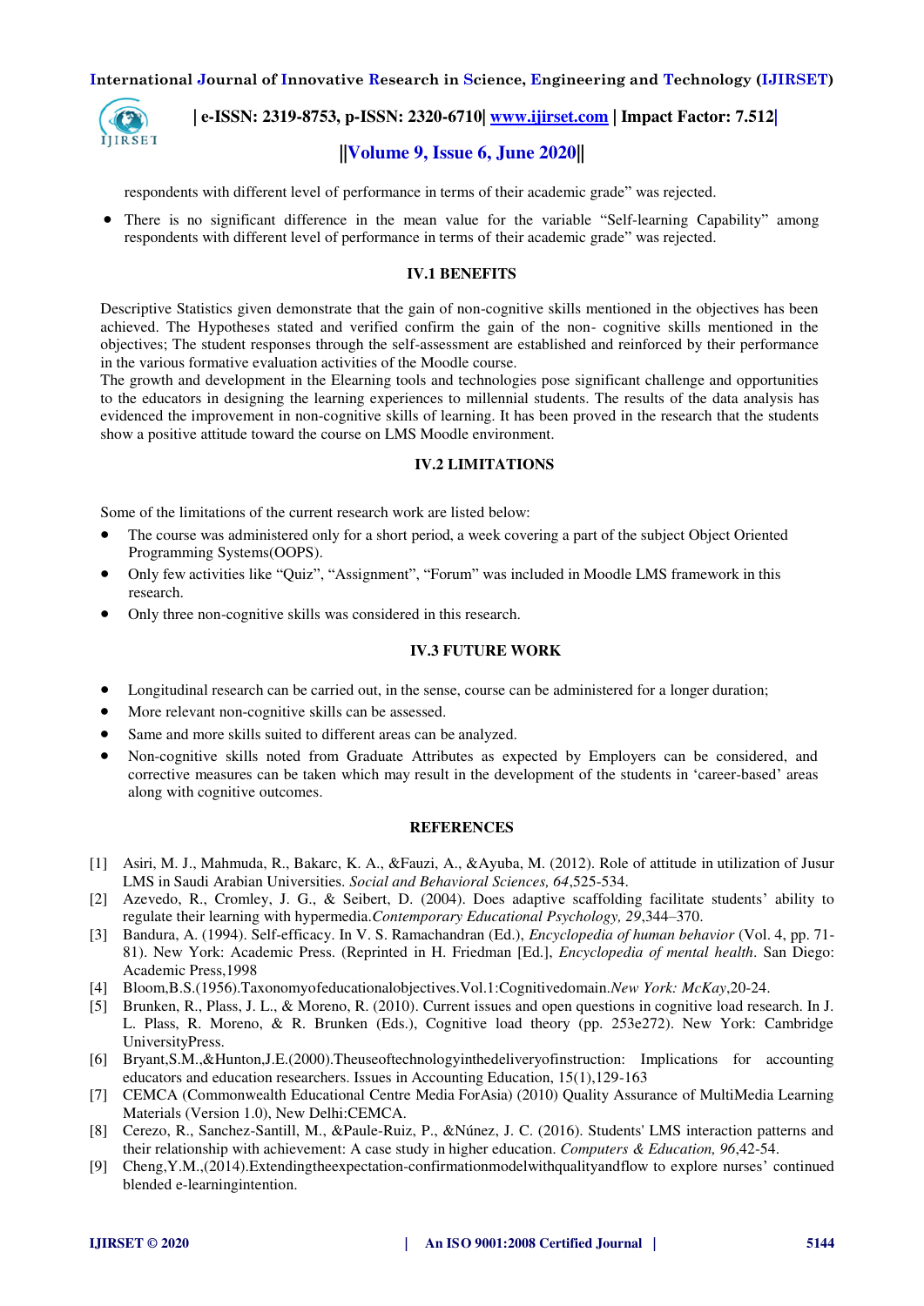respondents with different level of performance in terms of their academic grade" was rejected.

- There is no significant difference in the mean value for the variable "Self-learning Capability" among respondents with different level of performance in terms of their academic grade" was rejected.

## IV.1 BENEFITS

Descriptive Statistics given demonstrate that the gain of non-cognitive skills mentioned in the objectives has been achieved. The Hypotheses stated and verified confirm the gain of the non- cognitive skills mentioned in the objectives; The student responses through the self-assessment are established and reinforced by their performance in the various formative evaluation activities of the Moodle course.

The growth and development in the Elearning tools and technologies pose significant challenge and opportunities to the educators in designing the learning experiences to millennial students. The results of the data analysis has evidenced the improvement in non-cognitive skills of learning. It has been proved in the research that the students show a positive attitude toward the course on LMS Moodle environment.

## IV.2 LIMITATIONS

Some of the limitations of the current research work are listed below:

- The course was administered only for a short period, a week covering a part of the subject Object Oriented Programming Systems(OOPS).
- Only few activities like "Quiz", "Assignment", "Forum" was included in Moodle LMS framework in this research.
- Only three non-cognitive skills was considered in this research.

## IV.3 FUTURE WORK

- Longitudinal research can be carried out, in the sense, course can be administered for a longer duration;
- More relevant non-cognitive skills can be assessed.
- Same and more skills suited to different areas can be analyzed.
- Non-cognitive skills noted from Graduate Attributes as expected by Employers can be considered, and corrective measures can be taken which may result in the development of the students in 'career-based' areas along with cognitive outcomes.

## REFERENCES

[1] Asiri, M. J., Mahmuda, R., Bakarc, K. A., &Fauzi, A., &Ayuba, M. (2012). Role of attitude in utilization of Jusur LMS in Saudi Arabian Universities. *Social and Behavioral Sciences, 64*,525-534.

[2] Azevedo, R., Cromley, J. G., & Seibert, D. (2004). Does adaptive scaffolding facilitate students' ability to regulate their learning with hypermedia.*Contemporary Educational Psychology, 29*,344–370.

[3] Bandura, A. (1994). Self-efficacy. In V. S. Ramachandran (Ed.), *Encyclopedia of human behavior* (Vol. 4, pp. 71-81). New York: Academic Press. (Reprinted in H. Friedman [Ed.], *Encyclopedia of mental health*. San Diego: Academic Press,1998

[4] Bloom,B.S.(1956).Taxonomyofeducationalobjectives.Vol.1:Cognitivedomain.*New York: McKay*,20-24.

[5] Brunken, R., Plass, J. L., & Moreno, R. (2010). Current issues and open questions in cognitive load research. In J. L. Plass, R. Moreno, & R. Brunken (Eds.), Cognitive load theory (pp. 253e272). New York: Cambridge UniversityPress.

[6] Bryant,S.M.,&Hunton,J.E.(2000).Theuseoftechnologyinthedeliveryofinstruction: Implications for accounting educators and education researchers. Issues in Accounting Education, 15(1),129-163

[7] CEMCA (Commonwealth Educational Centre Media ForAsia) (2010) Quality Assurance of MultiMedia Learning Materials (Version 1.0), New Delhi:CEMCA.

[8] Cerezo, R., Sanchez-Santill, M., &Paule-Ruiz, P., &Núnez, J. C. (2016). Students' LMS interaction patterns and their relationship with achievement: A case study in higher education. *Computers & Education, 96*,42-54.

[9] Cheng,Y.M.,(2014).Extendingtheexpectation-confirmationmodelwithqualityandflow to explore nurses' continued blended e-learningintention.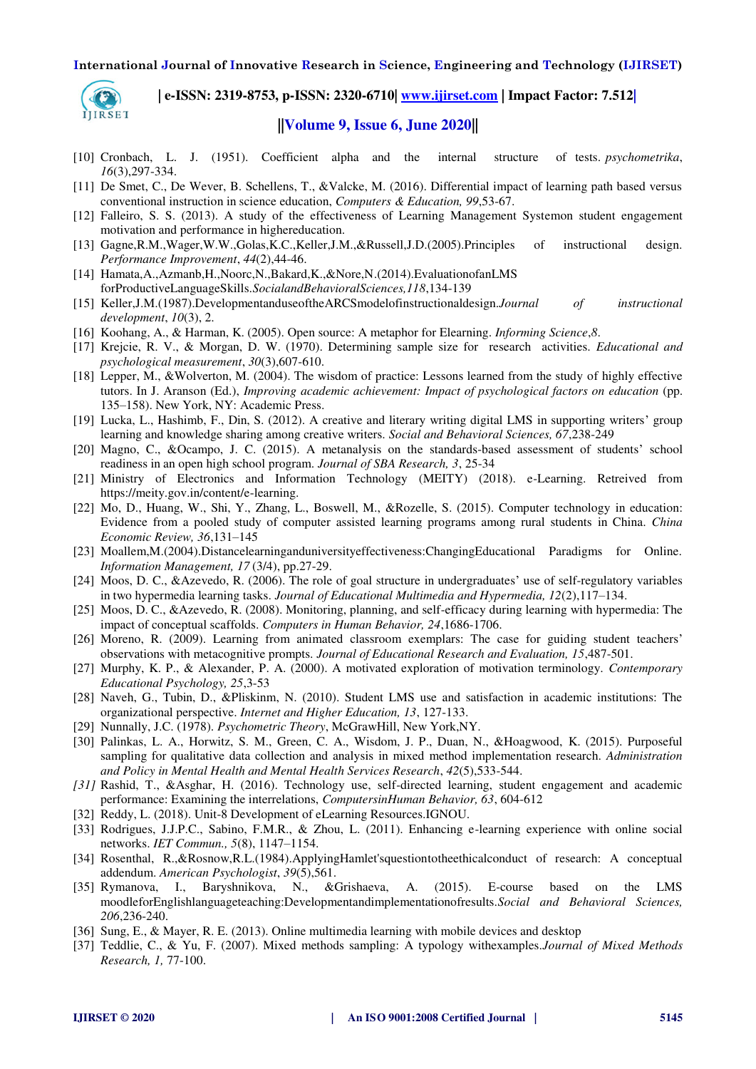[10] Cronbach, L. J. (1951). Coefficient alpha and the internal structure of tests. *psychometrika*, *16*(3),297-334.

[11] De Smet, C., De Wever, B. Schellens, T., &Valcke, M. (2016). Differential impact of learning path based versus conventional instruction in science education, *Computers & Education, 99*,53-67.

[12] Falleiro, S. S. (2013). A study of the effectiveness of Learning Management Systemon student engagement motivation and performance in highereducation.

[13] Gagne,R.M.,Wager,W.W.,Golas,K.C.,Keller,J.M.,&Russell,J.D.(2005).Principles of instructional design. *Performance Improvement*, *44*(2),44-46.

[14] Hamata,A.,Azmanb,H.,Noorc,N.,Bakard,K.,&Nore,N.(2014).EvaluationofanLMS forProductiveLanguageSkills.*SocialandBehavioralSciences,118*,134-139

[15] Keller,J.M.(1987).DevelopmentanduseoftheARCSmodelofinstructionaldesign.*Journal of instructional development*, *10*(3), 2.

[16] Koohang, A., & Harman, K. (2005). Open source: A metaphor for Elearning. *Informing Science*,*8*.

[17] Krejcie, R. V., & Morgan, D. W. (1970). Determining sample size for research activities. *Educational and psychological measurement*, *30*(3),607-610.

[18] Lepper, M., &Wolverton, M. (2004). The wisdom of practice: Lessons learned from the study of highly effective tutors. In J. Aranson (Ed.), *Improving academic achievement: Impact of psychological factors on education* (pp. 135–158). New York, NY: Academic Press.

[19] Lucka, L., Hashimb, F., Din, S. (2012). A creative and literary writing digital LMS in supporting writers' group learning and knowledge sharing among creative writers. *Social and Behavioral Sciences, 67*,238-249

[20] Magno, C., &Ocampo, J. C. (2015). A metanalysis on the standards-based assessment of students' school readiness in an open high school program. *Journal of SBA Research, 3*, 25-34

[21] Ministry of Electronics and Information Technology (MEITY) (2018). e-Learning. Retreived from https://meity.gov.in/content/e-learning.

[22] Mo, D., Huang, W., Shi, Y., Zhang, L., Boswell, M., &Rozelle, S. (2015). Computer technology in education: Evidence from a pooled study of computer assisted learning programs among rural students in China. *China Economic Review, 36*,131–145

[23] Moallem,M.(2004).Distancelearninganduniversityeffectiveness:ChangingEducational Paradigms for Online. *Information Management, 17* (3/4), pp.27-29.

[24] Moos, D. C., &Azevedo, R. (2006). The role of goal structure in undergraduates' use of self-regulatory variables in two hypermedia learning tasks. *Journal of Educational Multimedia and Hypermedia, 12*(2),117–134.

[25] Moos, D. C., &Azevedo, R. (2008). Monitoring, planning, and self-efficacy during learning with hypermedia: The impact of conceptual scaffolds. *Computers in Human Behavior, 24*,1686-1706.

[26] Moreno, R. (2009). Learning from animated classroom exemplars: The case for guiding student teachers' observations with metacognitive prompts. *Journal of Educational Research and Evaluation, 15*,487-501.

[27] Murphy, K. P., & Alexander, P. A. (2000). A motivated exploration of motivation terminology. *Contemporary Educational Psychology, 25*,3-53

[28] Naveh, G., Tubin, D., &Pliskinm, N. (2010). Student LMS use and satisfaction in academic institutions: The organizational perspective. *Internet and Higher Education, 13*, 127-133.

[29] Nunnally, J.C. (1978). *Psychometric Theory*, McGrawHill, New York,NY.

[30] Palinkas, L. A., Horwitz, S. M., Green, C. A., Wisdom, J. P., Duan, N., &Hoagwood, K. (2015). Purposeful sampling for qualitative data collection and analysis in mixed method implementation research. *Administration and Policy in Mental Health and Mental Health Services Research*, *42*(5),533-544.

*[31]* Rashid, T., &Asghar, H. (2016). Technology use, self-directed learning, student engagement and academic performance: Examining the interrelations, *ComputersinHuman Behavior, 63*, 604-612

[32] Reddy, L. (2018). Unit-8 Development of eLearning Resources.IGNOU.

[33] Rodrigues, J.J.P.C., Sabino, F.M.R., & Zhou, L. (2011). Enhancing e-learning experience with online social networks. *IET Commun., 5*(8), 1147–1154.

[34] Rosenthal, R.,&Rosnow,R.L.(1984).ApplyingHamlet'squestiontotheethicalconduct of research: A conceptual addendum. *American Psychologist*, *39*(5),561.

[35] Rymanova, I., Baryshnikova, N., &Grishaeva, A. (2015). E-course based on the LMS moodleforEnglishlanguageteaching:Developmentandimplementationofresults.*Social and Behavioral Sciences, 206*,236-240.

[36] Sung, E., & Mayer, R. E. (2013). Online multimedia learning with mobile devices and desktop

[37] Teddlie, C., & Yu, F. (2007). Mixed methods sampling: A typology withexamples.*Journal of Mixed Methods Research, 1,* 77-100.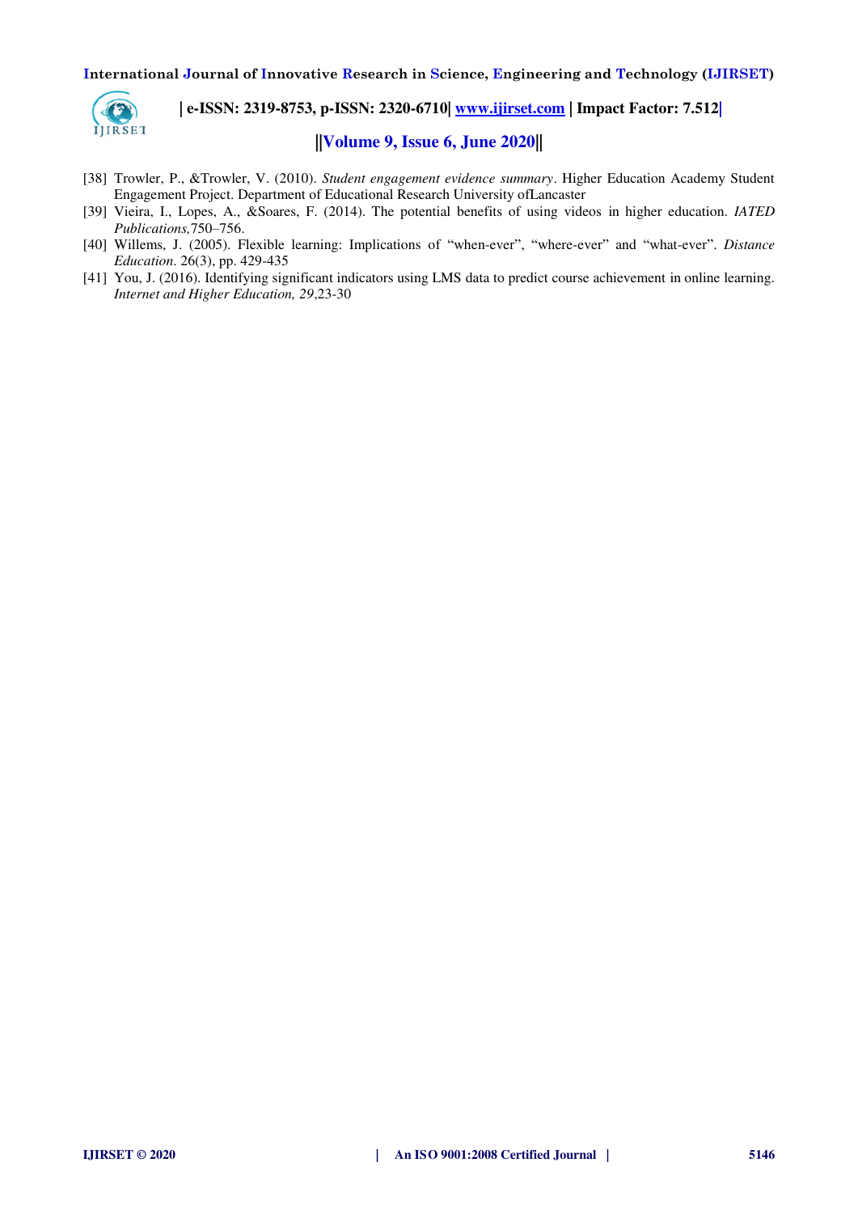[38] Trowler, P., &Trowler, V. (2010). *Student engagement evidence summary*. Higher Education Academy Student Engagement Project. Department of Educational Research University ofLancaster

[39] Vieira, I., Lopes, A., &Soares, F. (2014). The potential benefits of using videos in higher education. *IATED Publications,*750–756.

[40] Willems, J. (2005). Flexible learning: Implications of "when-ever", "where-ever" and "what-ever". *Distance Education*. 26(3), pp. 429-435

[41] You, J. (2016). Identifying significant indicators using LMS data to predict course achievement in online learning. *Internet and Higher Education, 29*,23-30